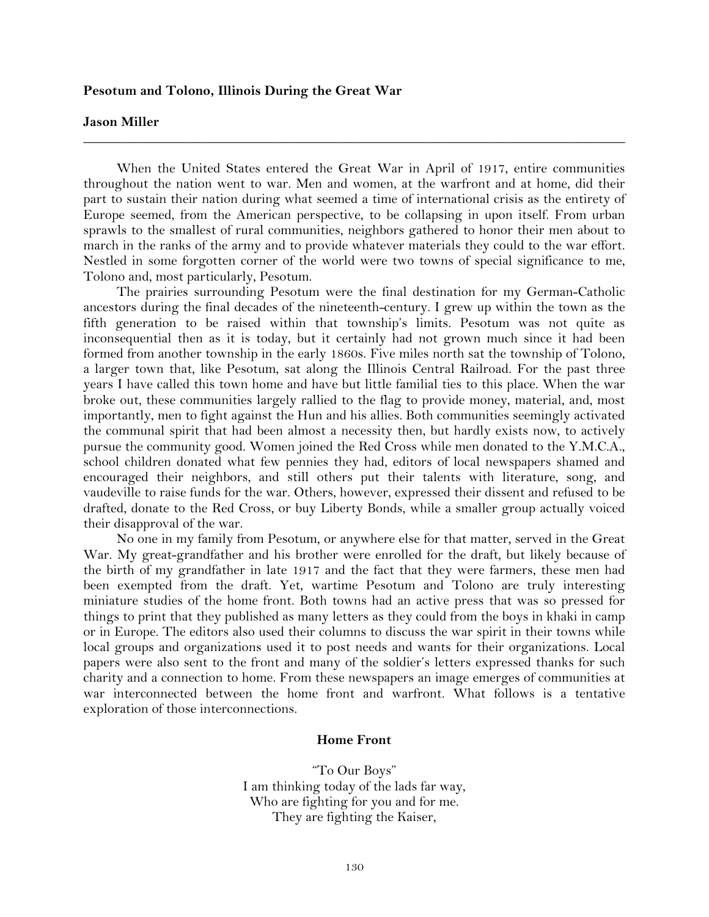**Pesotum and Tolono, Illinois During the Great War**

**Jason Miller**

---

When the United States entered the Great War in April of 1917, entire communities throughout the nation went to war. Men and women, at the warfront and at home, did their part to sustain their nation during what seemed a time of international crisis as the entirety of Europe seemed, from the American perspective, to be collapsing in upon itself. From urban sprawls to the smallest of rural communities, neighbors gathered to honor their men about to march in the ranks of the army and to provide whatever materials they could to the war effort. Nestled in some forgotten corner of the world were two towns of special significance to me, Tolono and, most particularly, Pesotum.

The prairies surrounding Pesotum were the final destination for my German-Catholic ancestors during the final decades of the nineteenth-century. I grew up within the town as the fifth generation to be raised within that township's limits. Pesotum was not quite as inconsequential then as it is today, but it certainly had not grown much since it had been formed from another township in the early 1860s. Five miles north sat the township of Tolono, a larger town that, like Pesotum, sat along the Illinois Central Railroad. For the past three years I have called this town home and have but little familial ties to this place. When the war broke out, these communities largely rallied to the flag to provide money, material, and, most importantly, men to fight against the Hun and his allies. Both communities seemingly activated the communal spirit that had been almost a necessity then, but hardly exists now, to actively pursue the community good. Women joined the Red Cross while men donated to the Y.M.C.A., school children donated what few pennies they had, editors of local newspapers shamed and encouraged their neighbors, and still others put their talents with literature, song, and vaudeville to raise funds for the war. Others, however, expressed their dissent and refused to be drafted, donate to the Red Cross, or buy Liberty Bonds, while a smaller group actually voiced their disapproval of the war.

No one in my family from Pesotum, or anywhere else for that matter, served in the Great War. My great-grandfather and his brother were enrolled for the draft, but likely because of the birth of my grandfather in late 1917 and the fact that they were farmers, these men had been exempted from the draft. Yet, wartime Pesotum and Tolono are truly interesting miniature studies of the home front. Both towns had an active press that was so pressed for things to print that they published as many letters as they could from the boys in khaki in camp or in Europe. The editors also used their columns to discuss the war spirit in their towns while local groups and organizations used it to post needs and wants for their organizations. Local papers were also sent to the front and many of the soldier's letters expressed thanks for such charity and a connection to home. From these newspapers an image emerges of communities at war interconnected between the home front and warfront. What follows is a tentative exploration of those interconnections.

## Home Front

"To Our Boys"
I am thinking today of the lads far way,
Who are fighting for you and for me.
They are fighting the Kaiser,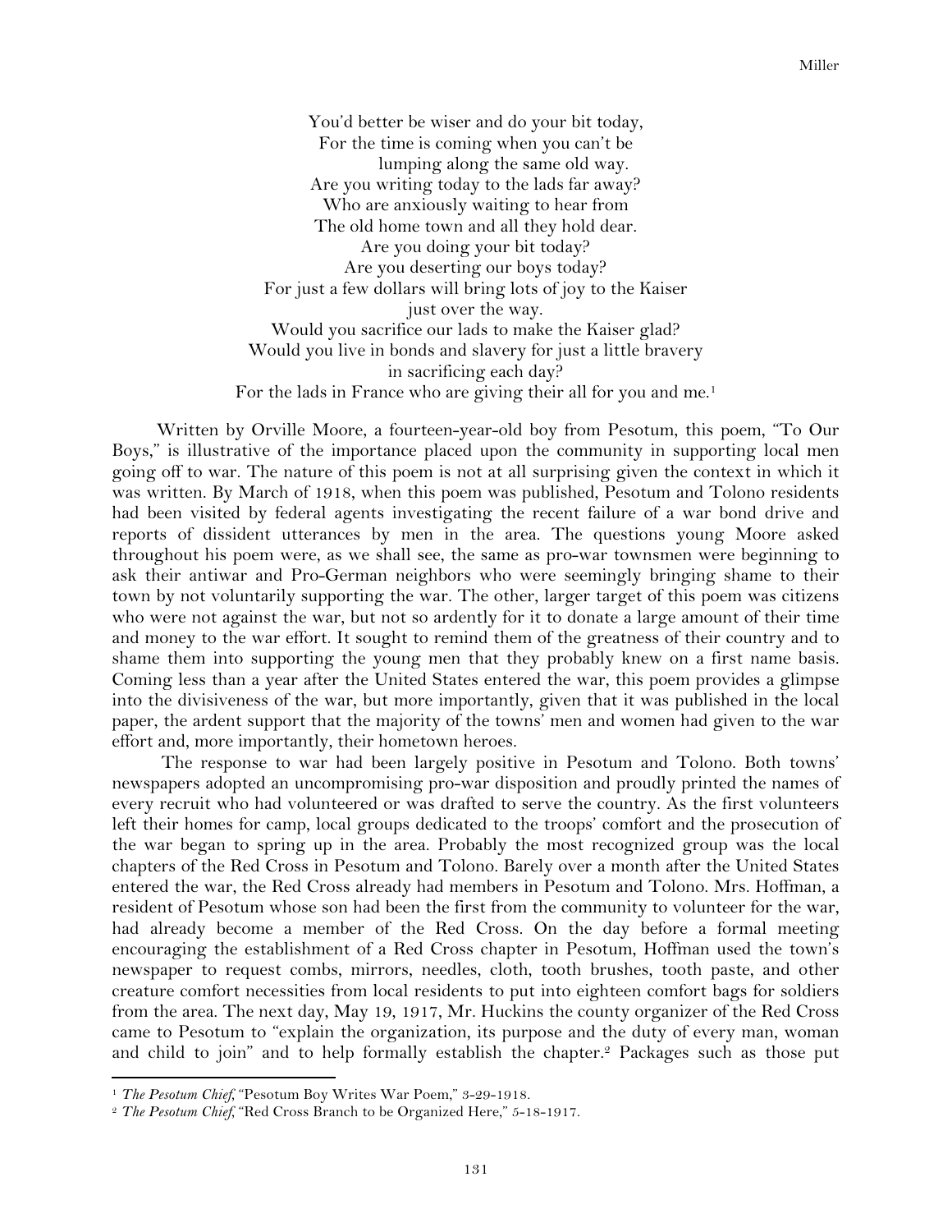You'd better be wiser and do your bit today,
For the time is coming when you can't be
lumping along the same old way.
Are you writing today to the lads far away?
Who are anxiously waiting to hear from
The old home town and all they hold dear.
Are you doing your bit today?
Are you deserting our boys today?
For just a few dollars will bring lots of joy to the Kaiser
just over the way.
Would you sacrifice our lads to make the Kaiser glad?
Would you live in bonds and slavery for just a little bravery
in sacrificing each day?
For the lads in France who are giving their all for you and me.[1]

Written by Orville Moore, a fourteen-year-old boy from Pesotum, this poem, "To Our Boys," is illustrative of the importance placed upon the community in supporting local men going off to war. The nature of this poem is not at all surprising given the context in which it was written. By March of 1918, when this poem was published, Pesotum and Tolono residents had been visited by federal agents investigating the recent failure of a war bond drive and reports of dissident utterances by men in the area. The questions young Moore asked throughout his poem were, as we shall see, the same as pro-war townsmen were beginning to ask their antiwar and Pro-German neighbors who were seemingly bringing shame to their town by not voluntarily supporting the war. The other, larger target of this poem was citizens who were not against the war, but not so ardently for it to donate a large amount of their time and money to the war effort. It sought to remind them of the greatness of their country and to shame them into supporting the young men that they probably knew on a first name basis. Coming less than a year after the United States entered the war, this poem provides a glimpse into the divisiveness of the war, but more importantly, given that it was published in the local paper, the ardent support that the majority of the towns' men and women had given to the war effort and, more importantly, their hometown heroes.

The response to war had been largely positive in Pesotum and Tolono. Both towns' newspapers adopted an uncompromising pro-war disposition and proudly printed the names of every recruit who had volunteered or was drafted to serve the country. As the first volunteers left their homes for camp, local groups dedicated to the troops' comfort and the prosecution of the war began to spring up in the area. Probably the most recognized group was the local chapters of the Red Cross in Pesotum and Tolono. Barely over a month after the United States entered the war, the Red Cross already had members in Pesotum and Tolono. Mrs. Hoffman, a resident of Pesotum whose son had been the first from the community to volunteer for the war, had already become a member of the Red Cross. On the day before a formal meeting encouraging the establishment of a Red Cross chapter in Pesotum, Hoffman used the town's newspaper to request combs, mirrors, needles, cloth, tooth brushes, tooth paste, and other creature comfort necessities from local residents to put into eighteen comfort bags for soldiers from the area. The next day, May 19, 1917, Mr. Huckins the county organizer of the Red Cross came to Pesotum to "explain the organization, its purpose and the duty of every man, woman and child to join" and to help formally establish the chapter.[2] Packages such as those put

[1] *The Pesotum Chief*, "Pesotum Boy Writes War Poem," 3-29-1918.

[2] *The Pesotum Chief*, "Red Cross Branch to be Organized Here," 5-18-1917.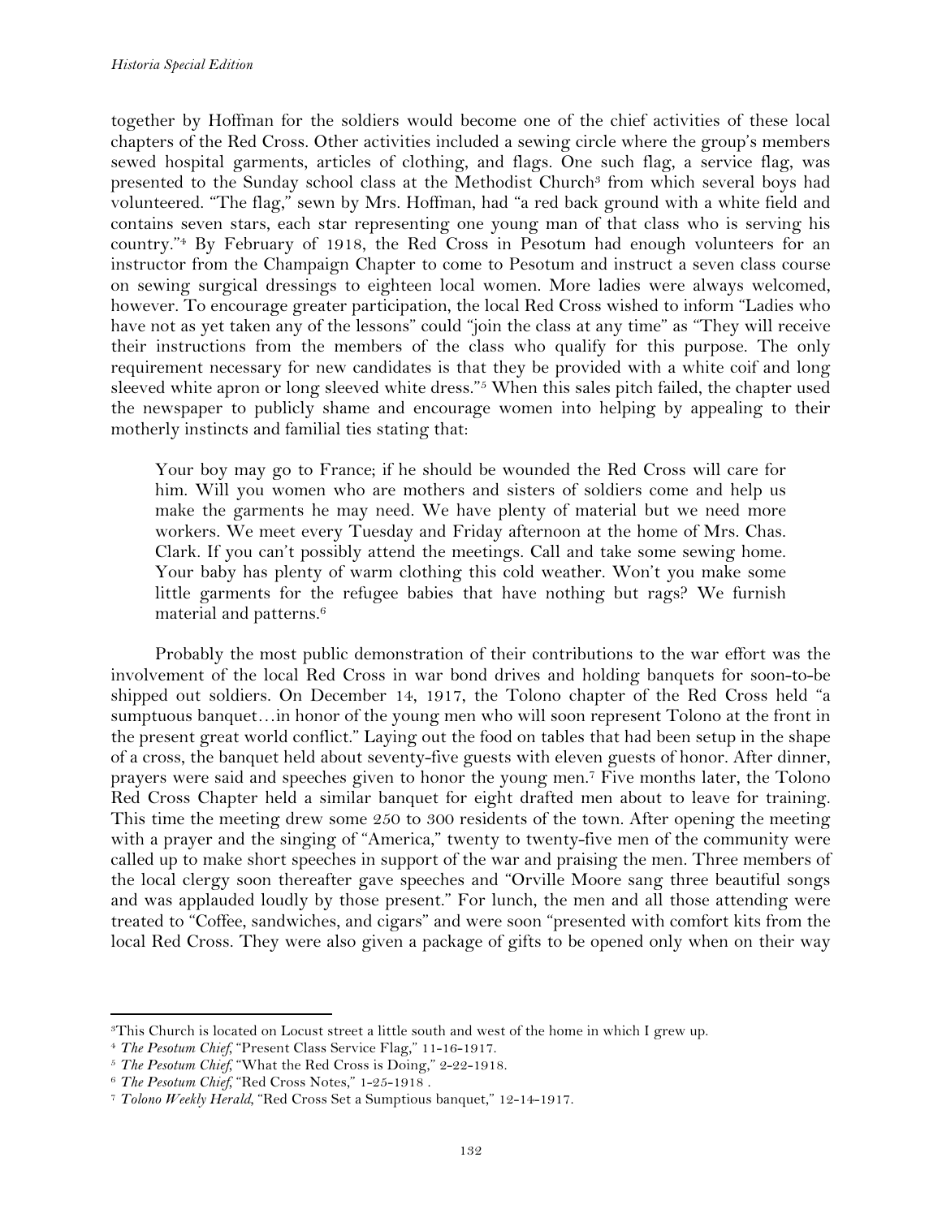together by Hoffman for the soldiers would become one of the chief activities of these local chapters of the Red Cross. Other activities included a sewing circle where the group's members sewed hospital garments, articles of clothing, and flags. One such flag, a service flag, was presented to the Sunday school class at the Methodist Church[3] from which several boys had volunteered. "The flag," sewn by Mrs. Hoffman, had "a red back ground with a white field and contains seven stars, each star representing one young man of that class who is serving his country."[4] By February of 1918, the Red Cross in Pesotum had enough volunteers for an instructor from the Champaign Chapter to come to Pesotum and instruct a seven class course on sewing surgical dressings to eighteen local women. More ladies were always welcomed, however. To encourage greater participation, the local Red Cross wished to inform "Ladies who have not as yet taken any of the lessons" could "join the class at any time" as "They will receive their instructions from the members of the class who qualify for this purpose. The only requirement necessary for new candidates is that they be provided with a white coif and long sleeved white apron or long sleeved white dress."[5] When this sales pitch failed, the chapter used the newspaper to publicly shame and encourage women into helping by appealing to their motherly instincts and familial ties stating that:

> Your boy may go to France; if he should be wounded the Red Cross will care for him. Will you women who are mothers and sisters of soldiers come and help us make the garments he may need. We have plenty of material but we need more workers. We meet every Tuesday and Friday afternoon at the home of Mrs. Chas. Clark. If you can't possibly attend the meetings. Call and take some sewing home. Your baby has plenty of warm clothing this cold weather. Won't you make some little garments for the refugee babies that have nothing but rags? We furnish material and patterns.[6]

Probably the most public demonstration of their contributions to the war effort was the involvement of the local Red Cross in war bond drives and holding banquets for soon-to-be shipped out soldiers. On December 14, 1917, the Tolono chapter of the Red Cross held "a sumptuous banquet…in honor of the young men who will soon represent Tolono at the front in the present great world conflict." Laying out the food on tables that had been setup in the shape of a cross, the banquet held about seventy-five guests with eleven guests of honor. After dinner, prayers were said and speeches given to honor the young men.[7] Five months later, the Tolono Red Cross Chapter held a similar banquet for eight drafted men about to leave for training. This time the meeting drew some 250 to 300 residents of the town. After opening the meeting with a prayer and the singing of "America," twenty to twenty-five men of the community were called up to make short speeches in support of the war and praising the men. Three members of the local clergy soon thereafter gave speeches and "Orville Moore sang three beautiful songs and was applauded loudly by those present." For lunch, the men and all those attending were treated to "Coffee, sandwiches, and cigars" and were soon "presented with comfort kits from the local Red Cross. They were also given a package of gifts to be opened only when on their way

---

[3] This Church is located on Locust street a little south and west of the home in which I grew up.

[4] *The Pesotum Chief,* "Present Class Service Flag," 11-16-1917.

[5] *The Pesotum Chief,* "What the Red Cross is Doing," 2-22-1918.

[6] *The Pesotum Chief,* "Red Cross Notes," 1-25-1918 .

[7] *Tolono Weekly Herald*, "Red Cross Set a Sumptious banquet," 12-14-1917.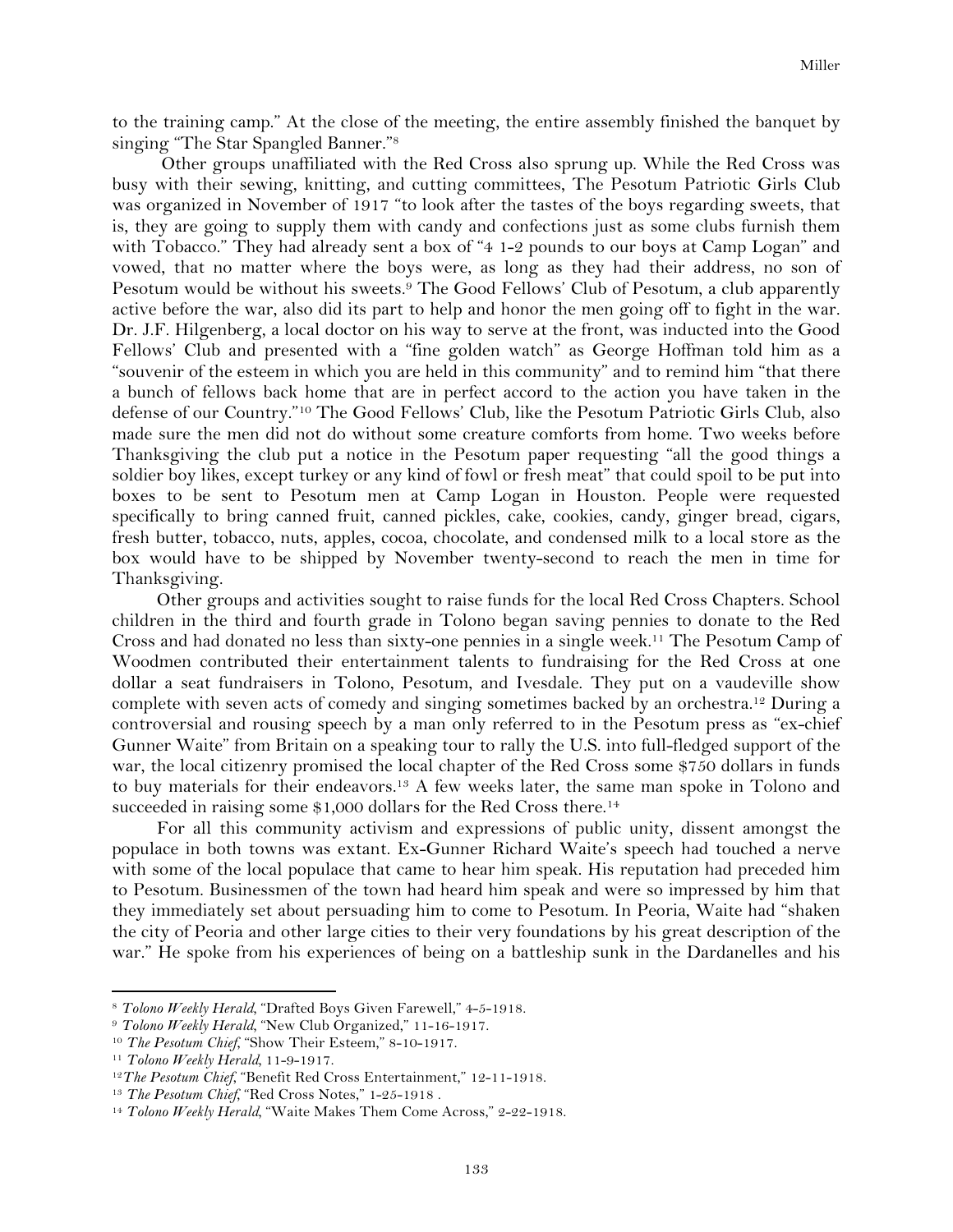to the training camp." At the close of the meeting, the entire assembly finished the banquet by singing "The Star Spangled Banner."[8]

Other groups unaffiliated with the Red Cross also sprung up. While the Red Cross was busy with their sewing, knitting, and cutting committees, The Pesotum Patriotic Girls Club was organized in November of 1917 "to look after the tastes of the boys regarding sweets, that is, they are going to supply them with candy and confections just as some clubs furnish them with Tobacco." They had already sent a box of "4 1-2 pounds to our boys at Camp Logan" and vowed, that no matter where the boys were, as long as they had their address, no son of Pesotum would be without his sweets.[9] The Good Fellows' Club of Pesotum, a club apparently active before the war, also did its part to help and honor the men going off to fight in the war. Dr. J.F. Hilgenberg, a local doctor on his way to serve at the front, was inducted into the Good Fellows' Club and presented with a "fine golden watch" as George Hoffman told him as a "souvenir of the esteem in which you are held in this community" and to remind him "that there a bunch of fellows back home that are in perfect accord to the action you have taken in the defense of our Country."[10] The Good Fellows' Club, like the Pesotum Patriotic Girls Club, also made sure the men did not do without some creature comforts from home. Two weeks before Thanksgiving the club put a notice in the Pesotum paper requesting "all the good things a soldier boy likes, except turkey or any kind of fowl or fresh meat" that could spoil to be put into boxes to be sent to Pesotum men at Camp Logan in Houston. People were requested specifically to bring canned fruit, canned pickles, cake, cookies, candy, ginger bread, cigars, fresh butter, tobacco, nuts, apples, cocoa, chocolate, and condensed milk to a local store as the box would have to be shipped by November twenty-second to reach the men in time for Thanksgiving.

Other groups and activities sought to raise funds for the local Red Cross Chapters. School children in the third and fourth grade in Tolono began saving pennies to donate to the Red Cross and had donated no less than sixty-one pennies in a single week.[11] The Pesotum Camp of Woodmen contributed their entertainment talents to fundraising for the Red Cross at one dollar a seat fundraisers in Tolono, Pesotum, and Ivesdale. They put on a vaudeville show complete with seven acts of comedy and singing sometimes backed by an orchestra.[12] During a controversial and rousing speech by a man only referred to in the Pesotum press as "ex-chief Gunner Waite" from Britain on a speaking tour to rally the U.S. into full-fledged support of the war, the local citizenry promised the local chapter of the Red Cross some $750 dollars in funds to buy materials for their endeavors.[13] A few weeks later, the same man spoke in Tolono and succeeded in raising some $1,000 dollars for the Red Cross there.[14]

For all this community activism and expressions of public unity, dissent amongst the populace in both towns was extant. Ex-Gunner Richard Waite's speech had touched a nerve with some of the local populace that came to hear him speak. His reputation had preceded him to Pesotum. Businessmen of the town had heard him speak and were so impressed by him that they immediately set about persuading him to come to Pesotum. In Peoria, Waite had "shaken the city of Peoria and other large cities to their very foundations by his great description of the war." He spoke from his experiences of being on a battleship sunk in the Dardanelles and his

---

[8] *Tolono Weekly Herald*, "Drafted Boys Given Farewell," 4-5-1918.

[9] *Tolono Weekly Herald*, "New Club Organized," 11-16-1917.

[10] *The Pesotum Chief*, "Show Their Esteem," 8-10-1917.

[11] *Tolono Weekly Herald*, 11-9-1917.

[12] *The Pesotum Chief*, "Benefit Red Cross Entertainment," 12-11-1918.

[13] *The Pesotum Chief*, "Red Cross Notes," 1-25-1918 .

[14] *Tolono Weekly Herald*, "Waite Makes Them Come Across," 2-22-1918.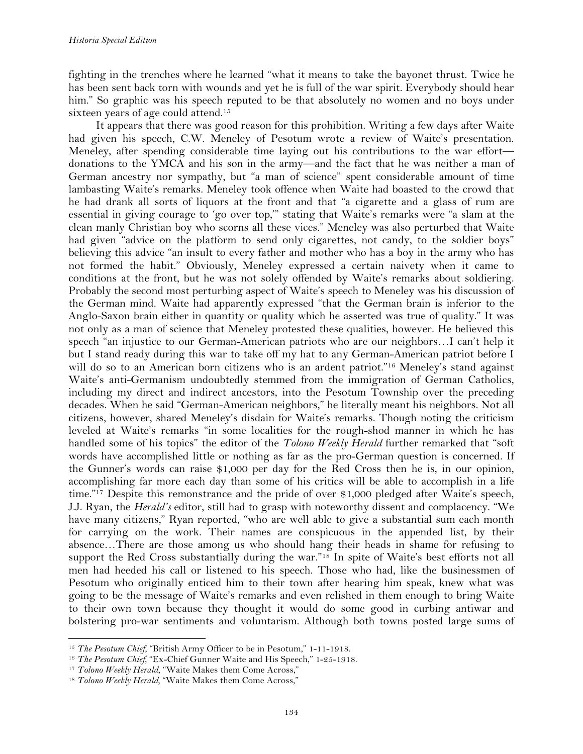fighting in the trenches where he learned "what it means to take the bayonet thrust. Twice he has been sent back torn with wounds and yet he is full of the war spirit. Everybody should hear him." So graphic was his speech reputed to be that absolutely no women and no boys under sixteen years of age could attend.[15]

It appears that there was good reason for this prohibition. Writing a few days after Waite had given his speech, C.W. Meneley of Pesotum wrote a review of Waite's presentation. Meneley, after spending considerable time laying out his contributions to the war effort—donations to the YMCA and his son in the army—and the fact that he was neither a man of German ancestry nor sympathy, but "a man of science" spent considerable amount of time lambasting Waite's remarks. Meneley took offence when Waite had boasted to the crowd that he had drank all sorts of liquors at the front and that "a cigarette and a glass of rum are essential in giving courage to 'go over top,'" stating that Waite's remarks were "a slam at the clean manly Christian boy who scorns all these vices." Meneley was also perturbed that Waite had given "advice on the platform to send only cigarettes, not candy, to the soldier boys" believing this advice "an insult to every father and mother who has a boy in the army who has not formed the habit." Obviously, Meneley expressed a certain naivety when it came to conditions at the front, but he was not solely offended by Waite's remarks about soldiering. Probably the second most perturbing aspect of Waite's speech to Meneley was his discussion of the German mind. Waite had apparently expressed "that the German brain is inferior to the Anglo-Saxon brain either in quantity or quality which he asserted was true of quality." It was not only as a man of science that Meneley protested these qualities, however. He believed this speech "an injustice to our German-American patriots who are our neighbors…I can't help it but I stand ready during this war to take off my hat to any German-American patriot before I will do so to an American born citizens who is an ardent patriot."[16] Meneley's stand against Waite's anti-Germanism undoubtedly stemmed from the immigration of German Catholics, including my direct and indirect ancestors, into the Pesotum Township over the preceding decades. When he said "German-American neighbors," he literally meant his neighbors. Not all citizens, however, shared Meneley's disdain for Waite's remarks. Though noting the criticism leveled at Waite's remarks "in some localities for the rough-shod manner in which he has handled some of his topics" the editor of the *Tolono Weekly Herald* further remarked that "soft words have accomplished little or nothing as far as the pro-German question is concerned. If the Gunner's words can raise $1,000 per day for the Red Cross then he is, in our opinion, accomplishing far more each day than some of his critics will be able to accomplish in a life time."[17] Despite this remonstrance and the pride of over $1,000 pledged after Waite's speech, J.J. Ryan, the *Herald's* editor, still had to grasp with noteworthy dissent and complacency. "We have many citizens," Ryan reported, "who are well able to give a substantial sum each month for carrying on the work. Their names are conspicuous in the appended list, by their absence…There are those among us who should hang their heads in shame for refusing to support the Red Cross substantially during the war."[18] In spite of Waite's best efforts not all men had heeded his call or listened to his speech. Those who had, like the businessmen of Pesotum who originally enticed him to their town after hearing him speak, knew what was going to be the message of Waite's remarks and even relished in them enough to bring Waite to their own town because they thought it would do some good in curbing antiwar and bolstering pro-war sentiments and voluntarism. Although both towns posted large sums of

---

[15] *The Pesotum Chief*, "British Army Officer to be in Pesotum," 1-11-1918.

[16] *The Pesotum Chief*, "Ex-Chief Gunner Waite and His Speech," 1-25-1918.

[17] *Tolono Weekly Herald*, "Waite Makes them Come Across,"

[18] *Tolono Weekly Herald*, "Waite Makes them Come Across,"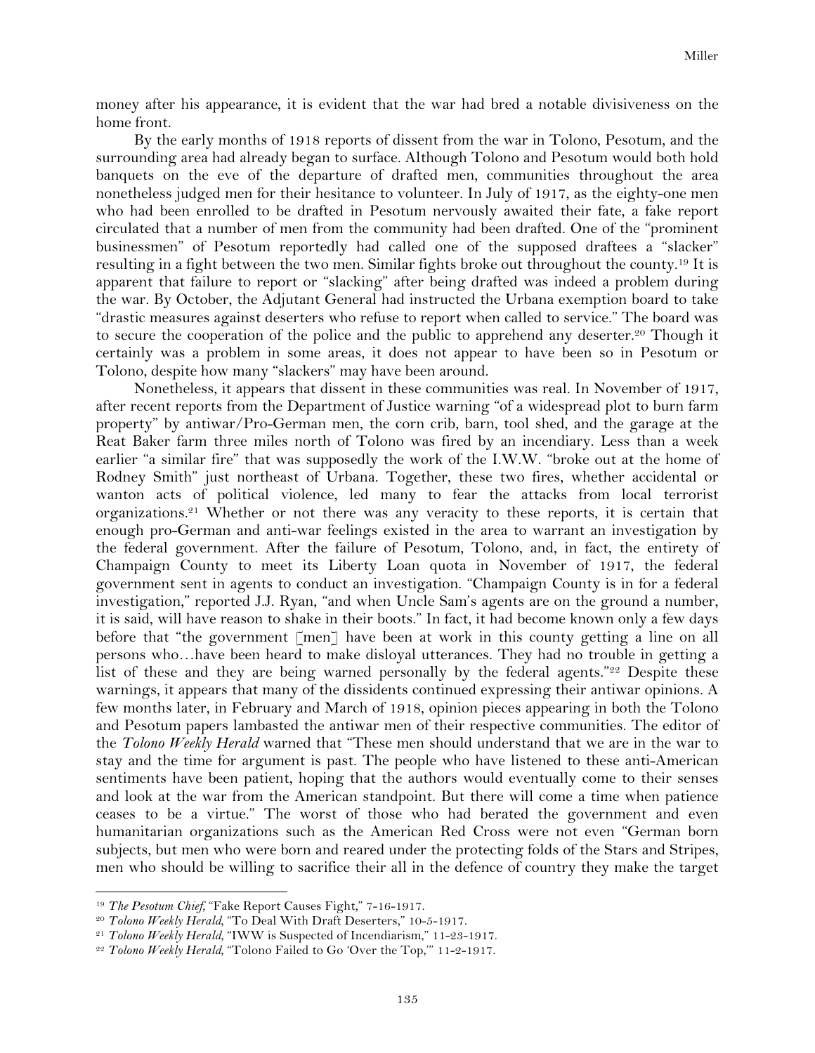money after his appearance, it is evident that the war had bred a notable divisiveness on the home front.

By the early months of 1918 reports of dissent from the war in Tolono, Pesotum, and the surrounding area had already began to surface. Although Tolono and Pesotum would both hold banquets on the eve of the departure of drafted men, communities throughout the area nonetheless judged men for their hesitance to volunteer. In July of 1917, as the eighty-one men who had been enrolled to be drafted in Pesotum nervously awaited their fate, a fake report circulated that a number of men from the community had been drafted. One of the "prominent businessmen" of Pesotum reportedly had called one of the supposed draftees a "slacker" resulting in a fight between the two men. Similar fights broke out throughout the county.[19] It is apparent that failure to report or "slacking" after being drafted was indeed a problem during the war. By October, the Adjutant General had instructed the Urbana exemption board to take "drastic measures against deserters who refuse to report when called to service." The board was to secure the cooperation of the police and the public to apprehend any deserter.[20] Though it certainly was a problem in some areas, it does not appear to have been so in Pesotum or Tolono, despite how many "slackers" may have been around.

Nonetheless, it appears that dissent in these communities was real. In November of 1917, after recent reports from the Department of Justice warning "of a widespread plot to burn farm property" by antiwar/Pro-German men, the corn crib, barn, tool shed, and the garage at the Reat Baker farm three miles north of Tolono was fired by an incendiary. Less than a week earlier "a similar fire" that was supposedly the work of the I.W.W. "broke out at the home of Rodney Smith" just northeast of Urbana. Together, these two fires, whether accidental or wanton acts of political violence, led many to fear the attacks from local terrorist organizations.[21] Whether or not there was any veracity to these reports, it is certain that enough pro-German and anti-war feelings existed in the area to warrant an investigation by the federal government. After the failure of Pesotum, Tolono, and, in fact, the entirety of Champaign County to meet its Liberty Loan quota in November of 1917, the federal government sent in agents to conduct an investigation. "Champaign County is in for a federal investigation," reported J.J. Ryan, "and when Uncle Sam's agents are on the ground a number, it is said, will have reason to shake in their boots." In fact, it had become known only a few days before that "the government [men] have been at work in this county getting a line on all persons who…have been heard to make disloyal utterances. They had no trouble in getting a list of these and they are being warned personally by the federal agents."[22] Despite these warnings, it appears that many of the dissidents continued expressing their antiwar opinions. A few months later, in February and March of 1918, opinion pieces appearing in both the Tolono and Pesotum papers lambasted the antiwar men of their respective communities. The editor of the *Tolono Weekly Herald* warned that "These men should understand that we are in the war to stay and the time for argument is past. The people who have listened to these anti-American sentiments have been patient, hoping that the authors would eventually come to their senses and look at the war from the American standpoint. But there will come a time when patience ceases to be a virtue." The worst of those who had berated the government and even humanitarian organizations such as the American Red Cross were not even "German born subjects, but men who were born and reared under the protecting folds of the Stars and Stripes, men who should be willing to sacrifice their all in the defence of country they make the target

---

[19] *The Pesotum Chief*, "Fake Report Causes Fight," 7-16-1917.

[20] *Tolono Weekly Herald*, "To Deal With Draft Deserters," 10-5-1917.

[21] *Tolono Weekly Herald*, "IWW is Suspected of Incendiarism," 11-23-1917.

[22] *Tolono Weekly Herald*, "Tolono Failed to Go 'Over the Top,'" 11-2-1917.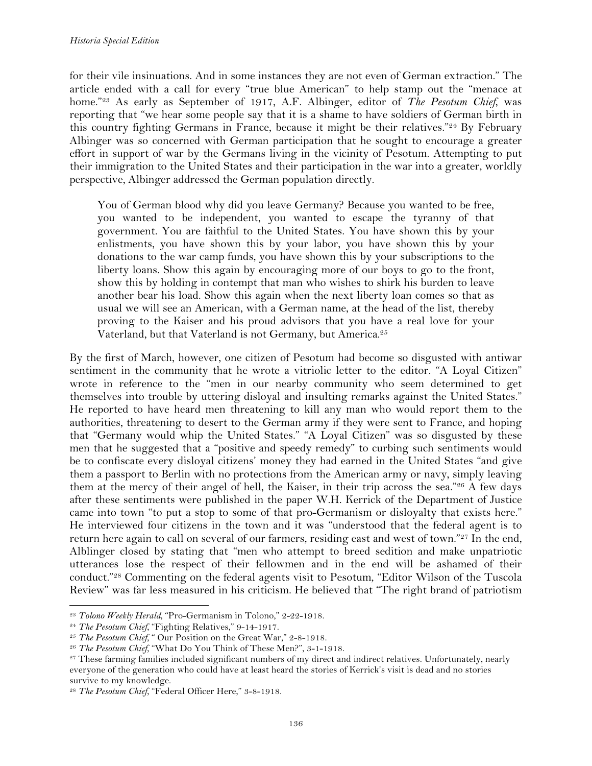for their vile insinuations. And in some instances they are not even of German extraction." The article ended with a call for every "true blue American" to help stamp out the "menace at home."[23] As early as September of 1917, A.F. Albinger, editor of *The Pesotum Chief,* was reporting that "we hear some people say that it is a shame to have soldiers of German birth in this country fighting Germans in France, because it might be their relatives."[24] By February Albinger was so concerned with German participation that he sought to encourage a greater effort in support of war by the Germans living in the vicinity of Pesotum. Attempting to put their immigration to the United States and their participation in the war into a greater, worldly perspective, Albinger addressed the German population directly.

> You of German blood why did you leave Germany? Because you wanted to be free, you wanted to be independent, you wanted to escape the tyranny of that government. You are faithful to the United States. You have shown this by your enlistments, you have shown this by your labor, you have shown this by your donations to the war camp funds, you have shown this by your subscriptions to the liberty loans. Show this again by encouraging more of our boys to go to the front, show this by holding in contempt that man who wishes to shirk his burden to leave another bear his load. Show this again when the next liberty loan comes so that as usual we will see an American, with a German name, at the head of the list, thereby proving to the Kaiser and his proud advisors that you have a real love for your Vaterland, but that Vaterland is not Germany, but America.[25]

By the first of March, however, one citizen of Pesotum had become so disgusted with antiwar sentiment in the community that he wrote a vitriolic letter to the editor. "A Loyal Citizen" wrote in reference to the "men in our nearby community who seem determined to get themselves into trouble by uttering disloyal and insulting remarks against the United States." He reported to have heard men threatening to kill any man who would report them to the authorities, threatening to desert to the German army if they were sent to France, and hoping that "Germany would whip the United States." "A Loyal Citizen" was so disgusted by these men that he suggested that a "positive and speedy remedy" to curbing such sentiments would be to confiscate every disloyal citizens' money they had earned in the United States "and give them a passport to Berlin with no protections from the American army or navy, simply leaving them at the mercy of their angel of hell, the Kaiser, in their trip across the sea."[26] A few days after these sentiments were published in the paper W.H. Kerrick of the Department of Justice came into town "to put a stop to some of that pro-Germanism or disloyalty that exists here." He interviewed four citizens in the town and it was "understood that the federal agent is to return here again to call on several of our farmers, residing east and west of town."[27] In the end, Alblinger closed by stating that "men who attempt to breed sedition and make unpatriotic utterances lose the respect of their fellowmen and in the end will be ashamed of their conduct."[28] Commenting on the federal agents visit to Pesotum, "Editor Wilson of the Tuscola Review" was far less measured in his criticism. He believed that "The right brand of patriotism

---

[23] *Tolono Weekly Herald*, "Pro-Germanism in Tolono," 2-22-1918.

[24] *The Pesotum Chief,* "Fighting Relatives," 9-14-1917.

[25] *The Pesotum Chief,* " Our Position on the Great War," 2-8-1918.

[26] *The Pesotum Chief,* "What Do You Think of These Men?", 3-1-1918.

[27] These farming families included significant numbers of my direct and indirect relatives. Unfortunately, nearly everyone of the generation who could have at least heard the stories of Kerrick's visit is dead and no stories survive to my knowledge.

[28] *The Pesotum Chief,* "Federal Officer Here," 3-8-1918.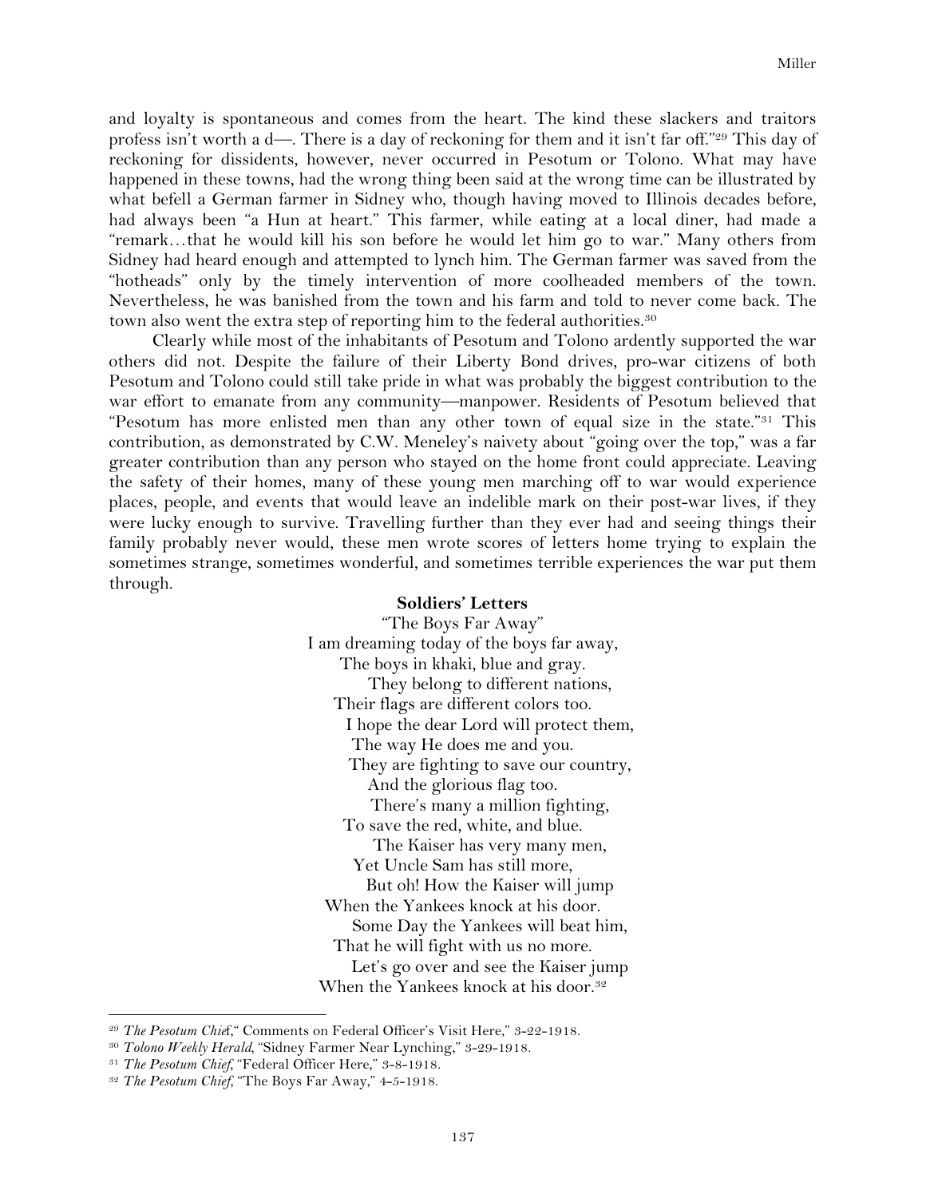and loyalty is spontaneous and comes from the heart. The kind these slackers and traitors profess isn't worth a d—. There is a day of reckoning for them and it isn't far off."[29] This day of reckoning for dissidents, however, never occurred in Pesotum or Tolono. What may have happened in these towns, had the wrong thing been said at the wrong time can be illustrated by what befell a German farmer in Sidney who, though having moved to Illinois decades before, had always been "a Hun at heart." This farmer, while eating at a local diner, had made a "remark…that he would kill his son before he would let him go to war." Many others from Sidney had heard enough and attempted to lynch him. The German farmer was saved from the "hotheads" only by the timely intervention of more coolheaded members of the town. Nevertheless, he was banished from the town and his farm and told to never come back. The town also went the extra step of reporting him to the federal authorities.[30]

Clearly while most of the inhabitants of Pesotum and Tolono ardently supported the war others did not. Despite the failure of their Liberty Bond drives, pro-war citizens of both Pesotum and Tolono could still take pride in what was probably the biggest contribution to the war effort to emanate from any community—manpower. Residents of Pesotum believed that "Pesotum has more enlisted men than any other town of equal size in the state."[31] This contribution, as demonstrated by C.W. Meneley's naivety about "going over the top," was a far greater contribution than any person who stayed on the home front could appreciate. Leaving the safety of their homes, many of these young men marching off to war would experience places, people, and events that would leave an indelible mark on their post-war lives, if they were lucky enough to survive. Travelling further than they ever had and seeing things their family probably never would, these men wrote scores of letters home trying to explain the sometimes strange, sometimes wonderful, and sometimes terrible experiences the war put them through.

## Soldiers' Letters

"The Boys Far Away"

I am dreaming today of the boys far away,
The boys in khaki, blue and gray.
They belong to different nations,
Their flags are different colors too.
I hope the dear Lord will protect them,
The way He does me and you.
They are fighting to save our country,
And the glorious flag too.
There's many a million fighting,
To save the red, white, and blue.
The Kaiser has very many men,
Yet Uncle Sam has still more,
But oh! How the Kaiser will jump
When the Yankees knock at his door.
Some Day the Yankees will beat him,
That he will fight with us no more.
Let's go over and see the Kaiser jump
When the Yankees knock at his door.[32]

---

[29] *The Pesotum Chief*," Comments on Federal Officer's Visit Here," 3-22-1918.

[30] *Tolono Weekly Herald*, "Sidney Farmer Near Lynching," 3-29-1918.

[31] *The Pesotum Chief*, "Federal Officer Here," 3-8-1918.

[32] *The Pesotum Chief*, "The Boys Far Away," 4-5-1918.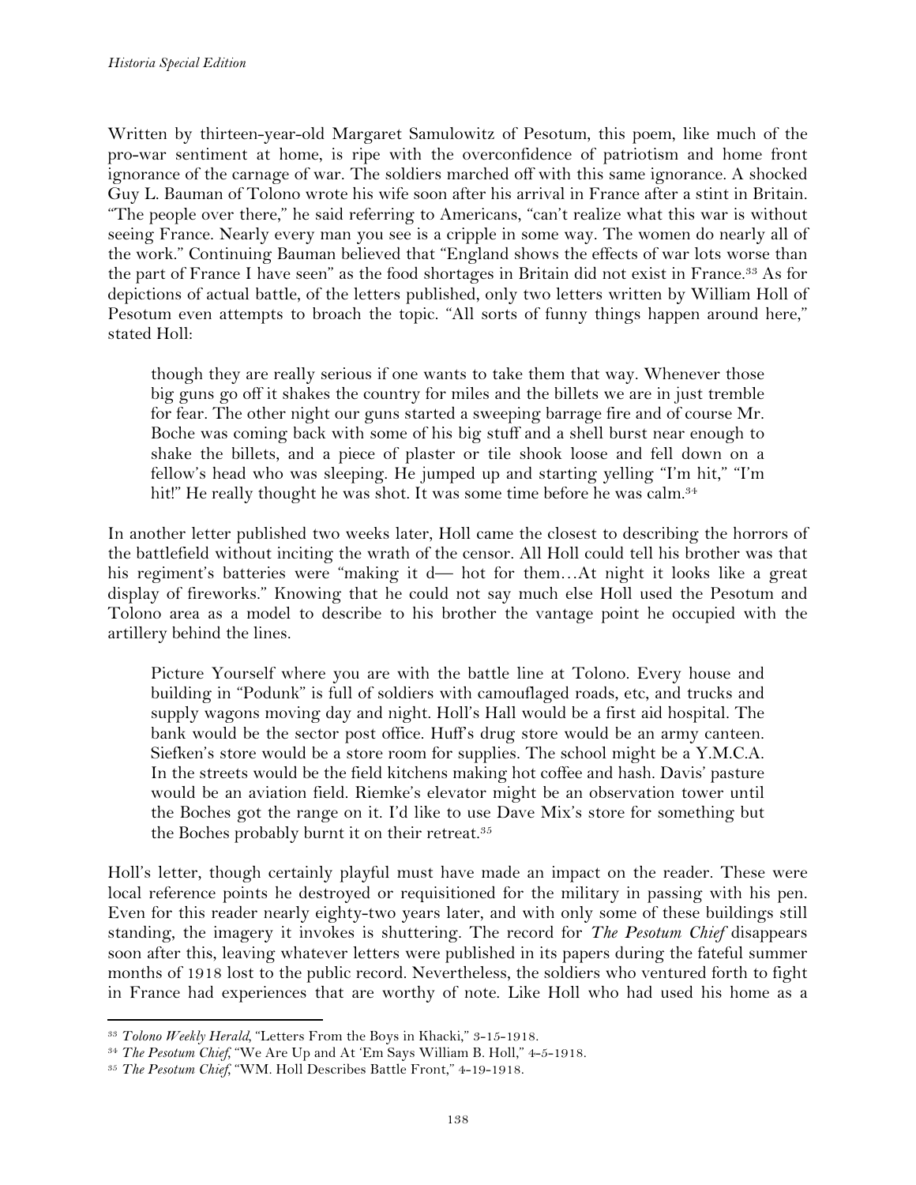Written by thirteen-year-old Margaret Samulowitz of Pesotum, this poem, like much of the pro-war sentiment at home, is ripe with the overconfidence of patriotism and home front ignorance of the carnage of war. The soldiers marched off with this same ignorance. A shocked Guy L. Bauman of Tolono wrote his wife soon after his arrival in France after a stint in Britain. "The people over there," he said referring to Americans, "can't realize what this war is without seeing France. Nearly every man you see is a cripple in some way. The women do nearly all of the work." Continuing Bauman believed that "England shows the effects of war lots worse than the part of France I have seen" as the food shortages in Britain did not exist in France.[33] As for depictions of actual battle, of the letters published, only two letters written by William Holl of Pesotum even attempts to broach the topic. "All sorts of funny things happen around here," stated Holl:

> though they are really serious if one wants to take them that way. Whenever those big guns go off it shakes the country for miles and the billets we are in just tremble for fear. The other night our guns started a sweeping barrage fire and of course Mr. Boche was coming back with some of his big stuff and a shell burst near enough to shake the billets, and a piece of plaster or tile shook loose and fell down on a fellow's head who was sleeping. He jumped up and starting yelling "I'm hit," "I'm hit!" He really thought he was shot. It was some time before he was calm.[34]

In another letter published two weeks later, Holl came the closest to describing the horrors of the battlefield without inciting the wrath of the censor. All Holl could tell his brother was that his regiment's batteries were "making it d— hot for them…At night it looks like a great display of fireworks." Knowing that he could not say much else Holl used the Pesotum and Tolono area as a model to describe to his brother the vantage point he occupied with the artillery behind the lines.

> Picture Yourself where you are with the battle line at Tolono. Every house and building in "Podunk" is full of soldiers with camouflaged roads, etc, and trucks and supply wagons moving day and night. Holl's Hall would be a first aid hospital. The bank would be the sector post office. Huff's drug store would be an army canteen. Siefken's store would be a store room for supplies. The school might be a Y.M.C.A. In the streets would be the field kitchens making hot coffee and hash. Davis' pasture would be an aviation field. Riemke's elevator might be an observation tower until the Boches got the range on it. I'd like to use Dave Mix's store for something but the Boches probably burnt it on their retreat.[35]

Holl's letter, though certainly playful must have made an impact on the reader. These were local reference points he destroyed or requisitioned for the military in passing with his pen. Even for this reader nearly eighty-two years later, and with only some of these buildings still standing, the imagery it invokes is shuttering. The record for *The Pesotum Chief* disappears soon after this, leaving whatever letters were published in its papers during the fateful summer months of 1918 lost to the public record. Nevertheless, the soldiers who ventured forth to fight in France had experiences that are worthy of note. Like Holl who had used his home as a

---

[33] *Tolono Weekly Herald*, "Letters From the Boys in Khacki," 3-15-1918.

[34] *The Pesotum Chief*, "We Are Up and At 'Em Says William B. Holl," 4-5-1918.

[35] *The Pesotum Chief*, "WM. Holl Describes Battle Front," 4-19-1918.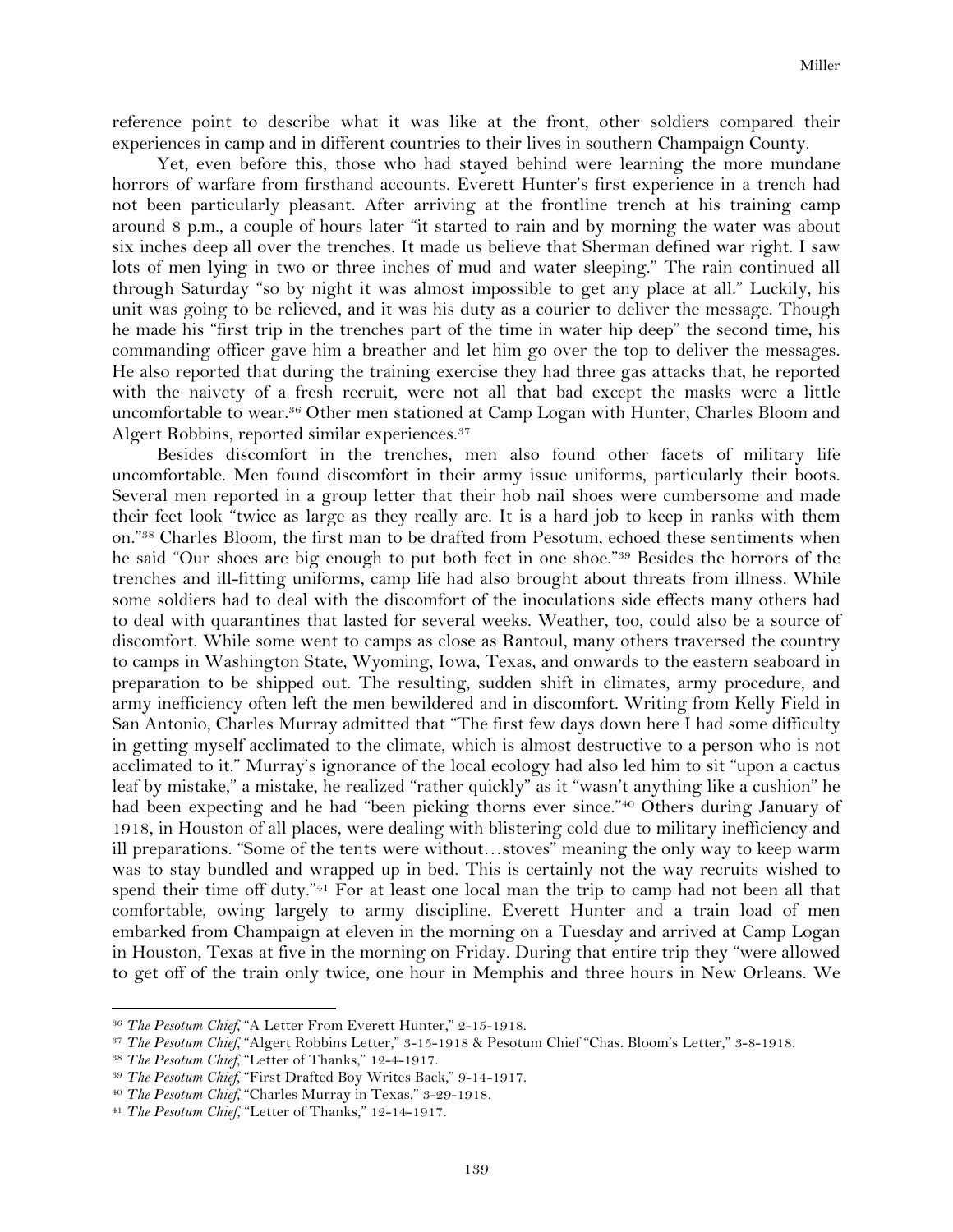reference point to describe what it was like at the front, other soldiers compared their experiences in camp and in different countries to their lives in southern Champaign County.

Yet, even before this, those who had stayed behind were learning the more mundane horrors of warfare from firsthand accounts. Everett Hunter's first experience in a trench had not been particularly pleasant. After arriving at the frontline trench at his training camp around 8 p.m., a couple of hours later "it started to rain and by morning the water was about six inches deep all over the trenches. It made us believe that Sherman defined war right. I saw lots of men lying in two or three inches of mud and water sleeping." The rain continued all through Saturday "so by night it was almost impossible to get any place at all." Luckily, his unit was going to be relieved, and it was his duty as a courier to deliver the message. Though he made his "first trip in the trenches part of the time in water hip deep" the second time, his commanding officer gave him a breather and let him go over the top to deliver the messages. He also reported that during the training exercise they had three gas attacks that, he reported with the naivety of a fresh recruit, were not all that bad except the masks were a little uncomfortable to wear.[36] Other men stationed at Camp Logan with Hunter, Charles Bloom and Algert Robbins, reported similar experiences.[37]

Besides discomfort in the trenches, men also found other facets of military life uncomfortable. Men found discomfort in their army issue uniforms, particularly their boots. Several men reported in a group letter that their hob nail shoes were cumbersome and made their feet look "twice as large as they really are. It is a hard job to keep in ranks with them on."[38] Charles Bloom, the first man to be drafted from Pesotum, echoed these sentiments when he said "Our shoes are big enough to put both feet in one shoe."[39] Besides the horrors of the trenches and ill-fitting uniforms, camp life had also brought about threats from illness. While some soldiers had to deal with the discomfort of the inoculations side effects many others had to deal with quarantines that lasted for several weeks. Weather, too, could also be a source of discomfort. While some went to camps as close as Rantoul, many others traversed the country to camps in Washington State, Wyoming, Iowa, Texas, and onwards to the eastern seaboard in preparation to be shipped out. The resulting, sudden shift in climates, army procedure, and army inefficiency often left the men bewildered and in discomfort. Writing from Kelly Field in San Antonio, Charles Murray admitted that "The first few days down here I had some difficulty in getting myself acclimated to the climate, which is almost destructive to a person who is not acclimated to it." Murray's ignorance of the local ecology had also led him to sit "upon a cactus leaf by mistake," a mistake, he realized "rather quickly" as it "wasn't anything like a cushion" he had been expecting and he had "been picking thorns ever since."[40] Others during January of 1918, in Houston of all places, were dealing with blistering cold due to military inefficiency and ill preparations. "Some of the tents were without…stoves" meaning the only way to keep warm was to stay bundled and wrapped up in bed. This is certainly not the way recruits wished to spend their time off duty."[41] For at least one local man the trip to camp had not been all that comfortable, owing largely to army discipline. Everett Hunter and a train load of men embarked from Champaign at eleven in the morning on a Tuesday and arrived at Camp Logan in Houston, Texas at five in the morning on Friday. During that entire trip they "were allowed to get off of the train only twice, one hour in Memphis and three hours in New Orleans. We

---

[36] *The Pesotum Chief*, "A Letter From Everett Hunter," 2-15-1918.

[37] *The Pesotum Chief*, "Algert Robbins Letter," 3-15-1918 & Pesotum Chief "Chas. Bloom's Letter," 3-8-1918.

[38] *The Pesotum Chief*, "Letter of Thanks," 12-4-1917.

[39] *The Pesotum Chief*, "First Drafted Boy Writes Back," 9-14-1917.

[40] *The Pesotum Chief*, "Charles Murray in Texas," 3-29-1918.

[41] *The Pesotum Chief*, "Letter of Thanks," 12-14-1917.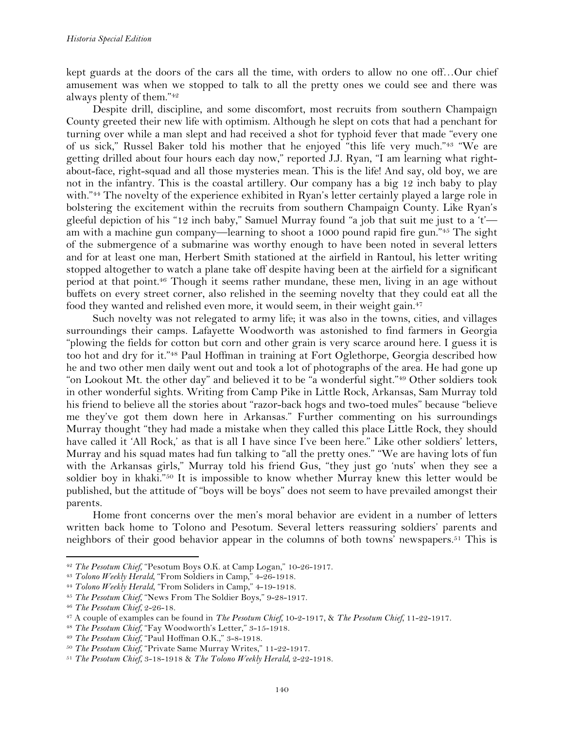kept guards at the doors of the cars all the time, with orders to allow no one off…Our chief amusement was when we stopped to talk to all the pretty ones we could see and there was always plenty of them."[42]

Despite drill, discipline, and some discomfort, most recruits from southern Champaign County greeted their new life with optimism. Although he slept on cots that had a penchant for turning over while a man slept and had received a shot for typhoid fever that made "every one of us sick," Russel Baker told his mother that he enjoyed "this life very much."[43] "We are getting drilled about four hours each day now," reported J.J. Ryan, "I am learning what right-about-face, right-squad and all those mysteries mean. This is the life! And say, old boy, we are not in the infantry. This is the coastal artillery. Our company has a big 12 inch baby to play with."[44] The novelty of the experience exhibited in Ryan's letter certainly played a large role in bolstering the excitement within the recruits from southern Champaign County. Like Ryan's gleeful depiction of his "12 inch baby," Samuel Murray found "a job that suit me just to a 't'—am with a machine gun company—learning to shoot a 1000 pound rapid fire gun."[45] The sight of the submergence of a submarine was worthy enough to have been noted in several letters and for at least one man, Herbert Smith stationed at the airfield in Rantoul, his letter writing stopped altogether to watch a plane take off despite having been at the airfield for a significant period at that point.[46] Though it seems rather mundane, these men, living in an age without buffets on every street corner, also relished in the seeming novelty that they could eat all the food they wanted and relished even more, it would seem, in their weight gain.[47]

Such novelty was not relegated to army life; it was also in the towns, cities, and villages surroundings their camps. Lafayette Woodworth was astonished to find farmers in Georgia "plowing the fields for cotton but corn and other grain is very scarce around here. I guess it is too hot and dry for it."[48] Paul Hoffman in training at Fort Oglethorpe, Georgia described how he and two other men daily went out and took a lot of photographs of the area. He had gone up "on Lookout Mt. the other day" and believed it to be "a wonderful sight."[49] Other soldiers took in other wonderful sights. Writing from Camp Pike in Little Rock, Arkansas, Sam Murray told his friend to believe all the stories about "razor-back hogs and two-toed mules" because "believe me they've got them down here in Arkansas." Further commenting on his surroundings Murray thought "they had made a mistake when they called this place Little Rock, they should have called it 'All Rock,' as that is all I have since I've been here." Like other soldiers' letters, Murray and his squad mates had fun talking to "all the pretty ones." "We are having lots of fun with the Arkansas girls," Murray told his friend Gus, "they just go 'nuts' when they see a soldier boy in khaki."[50] It is impossible to know whether Murray knew this letter would be published, but the attitude of "boys will be boys" does not seem to have prevailed amongst their parents.

Home front concerns over the men's moral behavior are evident in a number of letters written back home to Tolono and Pesotum. Several letters reassuring soldiers' parents and neighbors of their good behavior appear in the columns of both towns' newspapers.[51] This is

---

[42] *The Pesotum Chief*, "Pesotum Boys O.K. at Camp Logan," 10-26-1917.

[43] *Tolono Weekly Herald*, "From Soldiers in Camp," 4-26-1918.

[44] *Tolono Weekly Herald*, "From Soliders in Camp," 4-19-1918.

[45] *The Pesotum Chief*, "News From The Soldier Boys," 9-28-1917.

[46] *The Pesotum Chief*, 2-26-18.

[47] A couple of examples can be found in *The Pesotum Chief*, 10-2-1917, & *The Pesotum Chief*, 11-22-1917.

[48] *The Pesotum Chief*, "Fay Woodworth's Letter," 3-15-1918.

[49] *The Pesotum Chief*, "Paul Hoffman O.K.," 3-8-1918.

[50] *The Pesotum Chief*, "Private Same Murray Writes," 11-22-1917.

[51] *The Pesotum Chief*, 3-18-1918 & *The Tolono Weekly Herald*, 2-22-1918.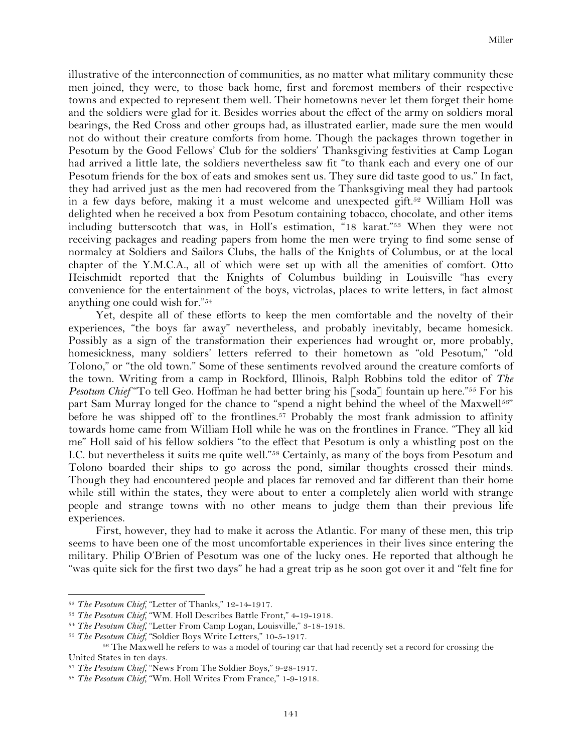illustrative of the interconnection of communities, as no matter what military community these men joined, they were, to those back home, first and foremost members of their respective towns and expected to represent them well. Their hometowns never let them forget their home and the soldiers were glad for it. Besides worries about the effect of the army on soldiers moral bearings, the Red Cross and other groups had, as illustrated earlier, made sure the men would not do without their creature comforts from home. Though the packages thrown together in Pesotum by the Good Fellows' Club for the soldiers' Thanksgiving festivities at Camp Logan had arrived a little late, the soldiers nevertheless saw fit "to thank each and every one of our Pesotum friends for the box of eats and smokes sent us. They sure did taste good to us." In fact, they had arrived just as the men had recovered from the Thanksgiving meal they had partook in a few days before, making it a must welcome and unexpected gift.[52] William Holl was delighted when he received a box from Pesotum containing tobacco, chocolate, and other items including butterscotch that was, in Holl's estimation, "18 karat."[53] When they were not receiving packages and reading papers from home the men were trying to find some sense of normalcy at Soldiers and Sailors Clubs, the halls of the Knights of Columbus, or at the local chapter of the Y.M.C.A., all of which were set up with all the amenities of comfort. Otto Heischmidt reported that the Knights of Columbus building in Louisville "has every convenience for the entertainment of the boys, victrolas, places to write letters, in fact almost anything one could wish for."[54]

Yet, despite all of these efforts to keep the men comfortable and the novelty of their experiences, "the boys far away" nevertheless, and probably inevitably, became homesick. Possibly as a sign of the transformation their experiences had wrought or, more probably, homesickness, many soldiers' letters referred to their hometown as "old Pesotum," "old Tolono," or "the old town." Some of these sentiments revolved around the creature comforts of the town. Writing from a camp in Rockford, Illinois, Ralph Robbins told the editor of *The Pesotum Chief* "To tell Geo. Hoffman he had better bring his [soda] fountain up here."[55] For his part Sam Murray longed for the chance to "spend a night behind the wheel of the Maxwell[56]" before he was shipped off to the frontlines.[57] Probably the most frank admission to affinity towards home came from William Holl while he was on the frontlines in France. "They all kid me" Holl said of his fellow soldiers "to the effect that Pesotum is only a whistling post on the I.C. but nevertheless it suits me quite well."[58] Certainly, as many of the boys from Pesotum and Tolono boarded their ships to go across the pond, similar thoughts crossed their minds. Though they had encountered people and places far removed and far different than their home while still within the states, they were about to enter a completely alien world with strange people and strange towns with no other means to judge them than their previous life experiences.

First, however, they had to make it across the Atlantic. For many of these men, this trip seems to have been one of the most uncomfortable experiences in their lives since entering the military. Philip O'Brien of Pesotum was one of the lucky ones. He reported that although he "was quite sick for the first two days" he had a great trip as he soon got over it and "felt fine for

---

[52] *The Pesotum Chief*, "Letter of Thanks," 12-14-1917.

[53] *The Pesotum Chief*, "WM. Holl Describes Battle Front," 4-19-1918.

[54] *The Pesotum Chief*, "Letter From Camp Logan, Louisville," 3-18-1918.

[55] *The Pesotum Chief*, "Soldier Boys Write Letters," 10-5-1917.

[56] The Maxwell he refers to was a model of touring car that had recently set a record for crossing the United States in ten days.

[57] *The Pesotum Chief*, "News From The Soldier Boys," 9-28-1917.

[58] *The Pesotum Chief*, "Wm. Holl Writes From France," 1-9-1918.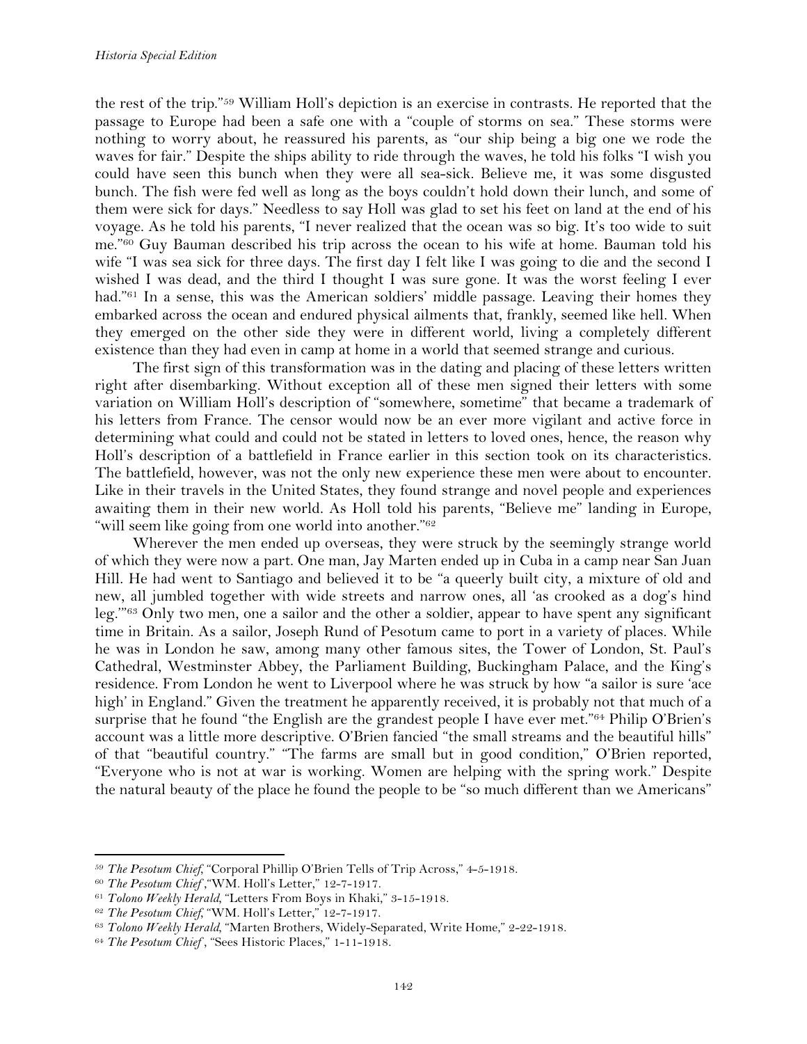the rest of the trip."[59] William Holl's depiction is an exercise in contrasts. He reported that the passage to Europe had been a safe one with a "couple of storms on sea." These storms were nothing to worry about, he reassured his parents, as "our ship being a big one we rode the waves for fair." Despite the ships ability to ride through the waves, he told his folks "I wish you could have seen this bunch when they were all sea-sick. Believe me, it was some disgusted bunch. The fish were fed well as long as the boys couldn't hold down their lunch, and some of them were sick for days." Needless to say Holl was glad to set his feet on land at the end of his voyage. As he told his parents, "I never realized that the ocean was so big. It's too wide to suit me."[60] Guy Bauman described his trip across the ocean to his wife at home. Bauman told his wife "I was sea sick for three days. The first day I felt like I was going to die and the second I wished I was dead, and the third I thought I was sure gone. It was the worst feeling I ever had."[61] In a sense, this was the American soldiers' middle passage. Leaving their homes they embarked across the ocean and endured physical ailments that, frankly, seemed like hell. When they emerged on the other side they were in different world, living a completely different existence than they had even in camp at home in a world that seemed strange and curious.

The first sign of this transformation was in the dating and placing of these letters written right after disembarking. Without exception all of these men signed their letters with some variation on William Holl's description of "somewhere, sometime" that became a trademark of his letters from France. The censor would now be an ever more vigilant and active force in determining what could and could not be stated in letters to loved ones, hence, the reason why Holl's description of a battlefield in France earlier in this section took on its characteristics. The battlefield, however, was not the only new experience these men were about to encounter. Like in their travels in the United States, they found strange and novel people and experiences awaiting them in their new world. As Holl told his parents, "Believe me" landing in Europe, "will seem like going from one world into another."[62]

Wherever the men ended up overseas, they were struck by the seemingly strange world of which they were now a part. One man, Jay Marten ended up in Cuba in a camp near San Juan Hill. He had went to Santiago and believed it to be "a queerly built city, a mixture of old and new, all jumbled together with wide streets and narrow ones, all 'as crooked as a dog's hind leg.'"[63] Only two men, one a sailor and the other a soldier, appear to have spent any significant time in Britain. As a sailor, Joseph Rund of Pesotum came to port in a variety of places. While he was in London he saw, among many other famous sites, the Tower of London, St. Paul's Cathedral, Westminster Abbey, the Parliament Building, Buckingham Palace, and the King's residence. From London he went to Liverpool where he was struck by how "a sailor is sure 'ace high' in England." Given the treatment he apparently received, it is probably not that much of a surprise that he found "the English are the grandest people I have ever met."[64] Philip O'Brien's account was a little more descriptive. O'Brien fancied "the small streams and the beautiful hills" of that "beautiful country." "The farms are small but in good condition," O'Brien reported, "Everyone who is not at war is working. Women are helping with the spring work." Despite the natural beauty of the place he found the people to be "so much different than we Americans"

---

[59] *The Pesotum Chief*, "Corporal Phillip O'Brien Tells of Trip Across," 4-5-1918.

[60] *The Pesotum Chief*, "WM. Holl's Letter," 12-7-1917.

[61] *Tolono Weekly Herald*, "Letters From Boys in Khaki," 3-15-1918.

[62] *The Pesotum Chief*, "WM. Holl's Letter," 12-7-1917.

[63] *Tolono Weekly Herald*, "Marten Brothers, Widely-Separated, Write Home," 2-22-1918.

[64] *The Pesotum Chief*, "Sees Historic Places," 1-11-1918.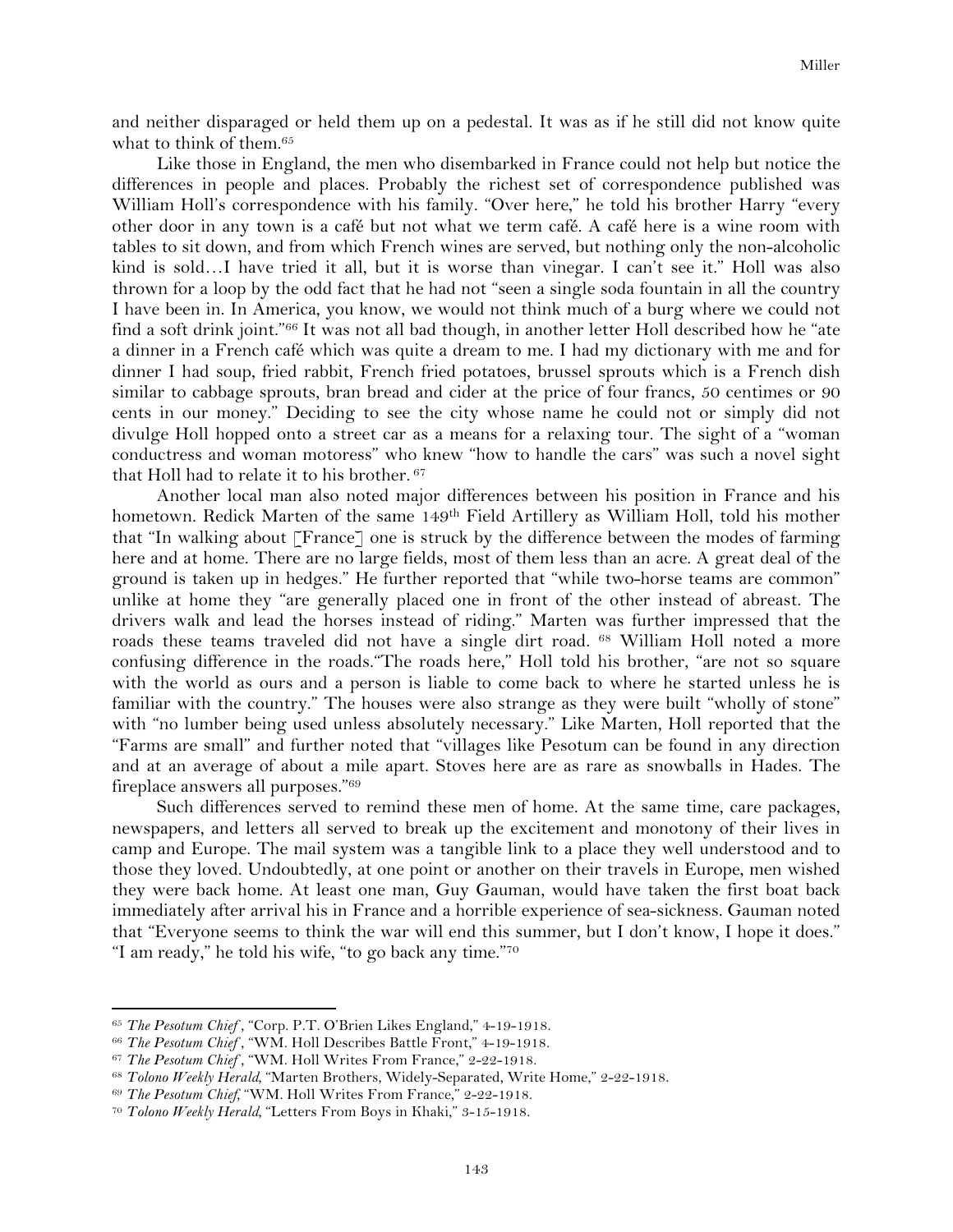and neither disparaged or held them up on a pedestal. It was as if he still did not know quite what to think of them.[65]

Like those in England, the men who disembarked in France could not help but notice the differences in people and places. Probably the richest set of correspondence published was William Holl's correspondence with his family. "Over here," he told his brother Harry "every other door in any town is a café but not what we term café. A café here is a wine room with tables to sit down, and from which French wines are served, but nothing only the non-alcoholic kind is sold…I have tried it all, but it is worse than vinegar. I can't see it." Holl was also thrown for a loop by the odd fact that he had not "seen a single soda fountain in all the country I have been in. In America, you know, we would not think much of a burg where we could not find a soft drink joint."[66] It was not all bad though, in another letter Holl described how he "ate a dinner in a French café which was quite a dream to me. I had my dictionary with me and for dinner I had soup, fried rabbit, French fried potatoes, brussel sprouts which is a French dish similar to cabbage sprouts, bran bread and cider at the price of four francs, 50 centimes or 90 cents in our money." Deciding to see the city whose name he could not or simply did not divulge Holl hopped onto a street car as a means for a relaxing tour. The sight of a "woman conductress and woman motoress" who knew "how to handle the cars" was such a novel sight that Holl had to relate it to his brother.[67]

Another local man also noted major differences between his position in France and his hometown. Redick Marten of the same 149th Field Artillery as William Holl, told his mother that "In walking about [France] one is struck by the difference between the modes of farming here and at home. There are no large fields, most of them less than an acre. A great deal of the ground is taken up in hedges." He further reported that "while two-horse teams are common" unlike at home they "are generally placed one in front of the other instead of abreast. The drivers walk and lead the horses instead of riding." Marten was further impressed that the roads these teams traveled did not have a single dirt road.[68] William Holl noted a more confusing difference in the roads."The roads here," Holl told his brother, "are not so square with the world as ours and a person is liable to come back to where he started unless he is familiar with the country." The houses were also strange as they were built "wholly of stone" with "no lumber being used unless absolutely necessary." Like Marten, Holl reported that the "Farms are small" and further noted that "villages like Pesotum can be found in any direction and at an average of about a mile apart. Stoves here are as rare as snowballs in Hades. The fireplace answers all purposes."[69]

Such differences served to remind these men of home. At the same time, care packages, newspapers, and letters all served to break up the excitement and monotony of their lives in camp and Europe. The mail system was a tangible link to a place they well understood and to those they loved. Undoubtedly, at one point or another on their travels in Europe, men wished they were back home. At least one man, Guy Gauman, would have taken the first boat back immediately after arrival his in France and a horrible experience of sea-sickness. Gauman noted that "Everyone seems to think the war will end this summer, but I don't know, I hope it does." "I am ready," he told his wife, "to go back any time."[70]

---

[65] *The Pesotum Chief*, "Corp. P.T. O'Brien Likes England," 4-19-1918.

[66] *The Pesotum Chief*, "WM. Holl Describes Battle Front," 4-19-1918.

[67] *The Pesotum Chief*, "WM. Holl Writes From France," 2-22-1918.

[68] *Tolono Weekly Herald*, "Marten Brothers, Widely-Separated, Write Home," 2-22-1918.

[69] *The Pesotum Chief*, "WM. Holl Writes From France," 2-22-1918.

[70] *Tolono Weekly Herald*, "Letters From Boys in Khaki," 3-15-1918.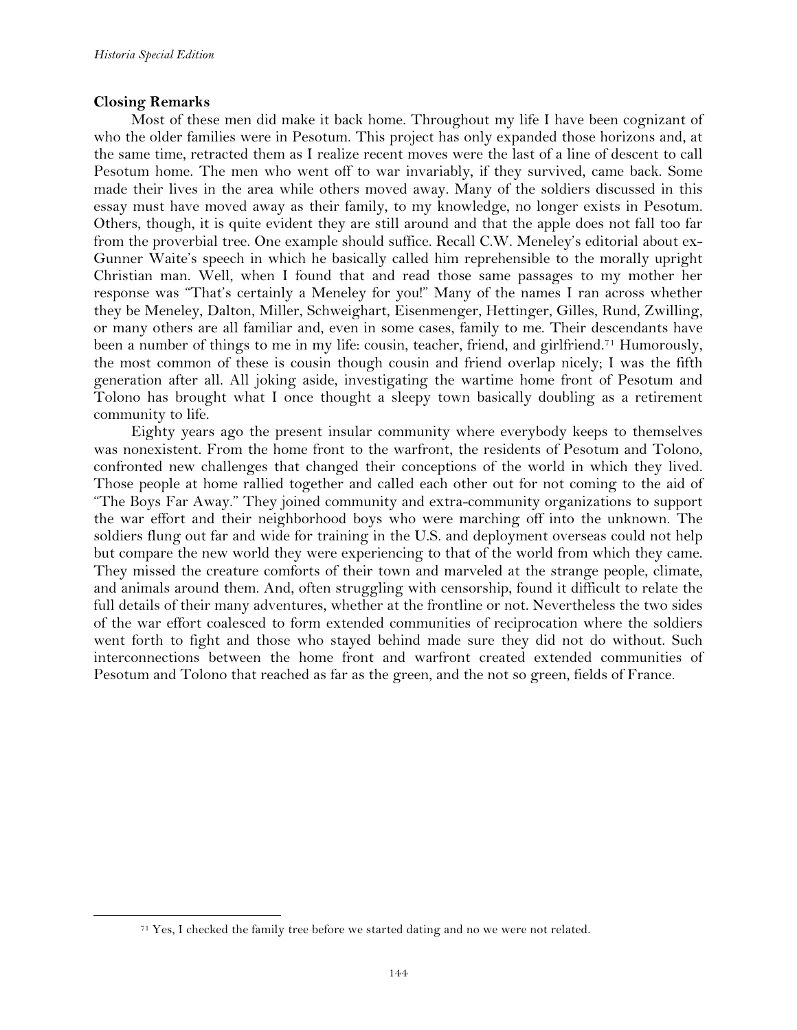## Closing Remarks

Most of these men did make it back home. Throughout my life I have been cognizant of who the older families were in Pesotum. This project has only expanded those horizons and, at the same time, retracted them as I realize recent moves were the last of a line of descent to call Pesotum home. The men who went off to war invariably, if they survived, came back. Some made their lives in the area while others moved away. Many of the soldiers discussed in this essay must have moved away as their family, to my knowledge, no longer exists in Pesotum. Others, though, it is quite evident they are still around and that the apple does not fall too far from the proverbial tree. One example should suffice. Recall C.W. Meneley's editorial about ex-Gunner Waite's speech in which he basically called him reprehensible to the morally upright Christian man. Well, when I found that and read those same passages to my mother her response was "That's certainly a Meneley for you!" Many of the names I ran across whether they be Meneley, Dalton, Miller, Schweighart, Eisenmenger, Hettinger, Gilles, Rund, Zwilling, or many others are all familiar and, even in some cases, family to me. Their descendants have been a number of things to me in my life: cousin, teacher, friend, and girlfriend.[71] Humorously, the most common of these is cousin though cousin and friend overlap nicely; I was the fifth generation after all. All joking aside, investigating the wartime home front of Pesotum and Tolono has brought what I once thought a sleepy town basically doubling as a retirement community to life.

Eighty years ago the present insular community where everybody keeps to themselves was nonexistent. From the home front to the warfront, the residents of Pesotum and Tolono, confronted new challenges that changed their conceptions of the world in which they lived. Those people at home rallied together and called each other out for not coming to the aid of "The Boys Far Away." They joined community and extra-community organizations to support the war effort and their neighborhood boys who were marching off into the unknown. The soldiers flung out far and wide for training in the U.S. and deployment overseas could not help but compare the new world they were experiencing to that of the world from which they came. They missed the creature comforts of their town and marveled at the strange people, climate, and animals around them. And, often struggling with censorship, found it difficult to relate the full details of their many adventures, whether at the frontline or not. Nevertheless the two sides of the war effort coalesced to form extended communities of reciprocation where the soldiers went forth to fight and those who stayed behind made sure they did not do without. Such interconnections between the home front and warfront created extended communities of Pesotum and Tolono that reached as far as the green, and the not so green, fields of France.

[71] Yes, I checked the family tree before we started dating and no we were not related.